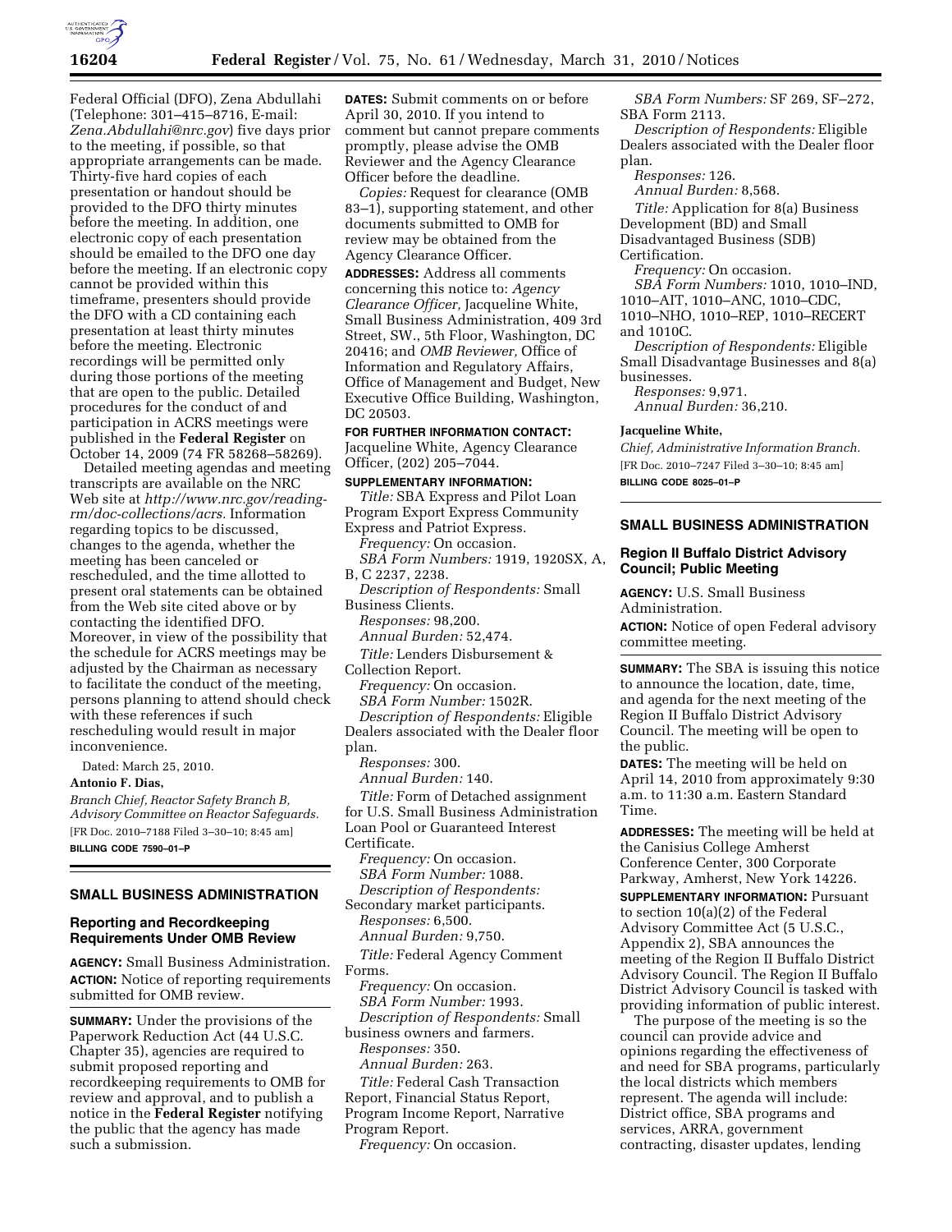Federal Official (DFO), Zena Abdullahi (Telephone: 301–415–8716, E-mail: *Zena.Abdullahi@nrc.gov*) five days prior to the meeting, if possible, so that appropriate arrangements can be made. Thirty-five hard copies of each presentation or handout should be provided to the DFO thirty minutes before the meeting. In addition, one electronic copy of each presentation should be emailed to the DFO one day before the meeting. If an electronic copy cannot be provided within this timeframe, presenters should provide the DFO with a CD containing each presentation at least thirty minutes before the meeting. Electronic recordings will be permitted only during those portions of the meeting that are open to the public. Detailed procedures for the conduct of and participation in ACRS meetings were published in the **Federal Register** on October 14, 2009 (74 FR 58268–58269).

Detailed meeting agendas and meeting transcripts are available on the NRC Web site at *http://www.nrc.gov/reading-rm/doc-collections/acrs.* Information regarding topics to be discussed, changes to the agenda, whether the meeting has been canceled or rescheduled, and the time allotted to present oral statements can be obtained from the Web site cited above or by contacting the identified DFO. Moreover, in view of the possibility that the schedule for ACRS meetings may be adjusted by the Chairman as necessary to facilitate the conduct of the meeting, persons planning to attend should check with these references if such rescheduling would result in major inconvenience.

Dated: March 25, 2010.

**Antonio F. Dias,**

*Branch Chief, Reactor Safety Branch B, Advisory Committee on Reactor Safeguards.*

[FR Doc. 2010–7188 Filed 3–30–10; 8:45 am]

**BILLING CODE 7590–01–P**

## SMALL BUSINESS ADMINISTRATION

### Reporting and Recordkeeping Requirements Under OMB Review

**AGENCY:** Small Business Administration.

**ACTION:** Notice of reporting requirements submitted for OMB review.

**SUMMARY:** Under the provisions of the Paperwork Reduction Act (44 U.S.C. Chapter 35), agencies are required to submit proposed reporting and recordkeeping requirements to OMB for review and approval, and to publish a notice in the **Federal Register** notifying the public that the agency has made such a submission.

**DATES:** Submit comments on or before April 30, 2010. If you intend to comment but cannot prepare comments promptly, please advise the OMB Reviewer and the Agency Clearance Officer before the deadline.

*Copies:* Request for clearance (OMB 83–1), supporting statement, and other documents submitted to OMB for review may be obtained from the Agency Clearance Officer.

**ADDRESSES:** Address all comments concerning this notice to: *Agency Clearance Officer,* Jacqueline White, Small Business Administration, 409 3rd Street, SW., 5th Floor, Washington, DC 20416; and *OMB Reviewer,* Office of Information and Regulatory Affairs, Office of Management and Budget, New Executive Office Building, Washington, DC 20503.

**FOR FURTHER INFORMATION CONTACT:** Jacqueline White, Agency Clearance Officer, (202) 205–7044.

**SUPPLEMENTARY INFORMATION:**

*Title:* SBA Express and Pilot Loan Program Export Express Community Express and Patriot Express.

*Frequency:* On occasion.

*SBA Form Numbers:* 1919, 1920SX, A, B, C 2237, 2238.

*Description of Respondents:* Small Business Clients.

*Responses:* 98,200.

*Annual Burden:* 52,474.

*Title:* Lenders Disbursement & Collection Report.

*Frequency:* On occasion.

*SBA Form Number:* 1502R.

*Description of Respondents:* Eligible Dealers associated with the Dealer floor plan.

*Responses:* 300.

*Annual Burden:* 140.

*Title:* Form of Detached assignment for U.S. Small Business Administration Loan Pool or Guaranteed Interest Certificate.

*Frequency:* On occasion.

*SBA Form Number:* 1088.

*Description of Respondents:* Secondary market participants.

*Responses:* 6,500.

*Annual Burden:* 9,750.

*Title:* Federal Agency Comment Forms.

*Frequency:* On occasion.

*SBA Form Number:* 1993.

*Description of Respondents:* Small business owners and farmers.

*Responses:* 350.

*Annual Burden:* 263.

*Title:* Federal Cash Transaction Report, Financial Status Report, Program Income Report, Narrative Program Report.

*Frequency:* On occasion.

*SBA Form Numbers:* SF 269, SF–272, SBA Form 2113.

*Description of Respondents:* Eligible Dealers associated with the Dealer floor plan.

*Responses:* 126.

*Annual Burden:* 8,568.

*Title:* Application for 8(a) Business Development (BD) and Small Disadvantaged Business (SDB) Certification.

*Frequency:* On occasion.

*SBA Form Numbers:* 1010, 1010–IND, 1010–AIT, 1010–ANC, 1010–CDC, 1010–NHO, 1010–REP, 1010–RECERT and 1010C.

*Description of Respondents:* Eligible Small Disadvantage Businesses and 8(a) businesses.

*Responses:* 9,971.

*Annual Burden:* 36,210.

**Jacqueline White,**

*Chief, Administrative Information Branch.*

[FR Doc. 2010–7247 Filed 3–30–10; 8:45 am]

**BILLING CODE 8025–01–P**

## SMALL BUSINESS ADMINISTRATION

### Region II Buffalo District Advisory Council; Public Meeting

**AGENCY:** U.S. Small Business Administration.

**ACTION:** Notice of open Federal advisory committee meeting.

**SUMMARY:** The SBA is issuing this notice to announce the location, date, time, and agenda for the next meeting of the Region II Buffalo District Advisory Council. The meeting will be open to the public.

**DATES:** The meeting will be held on April 14, 2010 from approximately 9:30 a.m. to 11:30 a.m. Eastern Standard Time.

**ADDRESSES:** The meeting will be held at the Canisius College Amherst Conference Center, 300 Corporate Parkway, Amherst, New York 14226.

**SUPPLEMENTARY INFORMATION:** Pursuant to section 10(a)(2) of the Federal Advisory Committee Act (5 U.S.C., Appendix 2), SBA announces the meeting of the Region II Buffalo District Advisory Council. The Region II Buffalo District Advisory Council is tasked with providing information of public interest.

The purpose of the meeting is so the council can provide advice and opinions regarding the effectiveness of and need for SBA programs, particularly the local districts which members represent. The agenda will include: District office, SBA programs and services, ARRA, government contracting, disaster updates, lending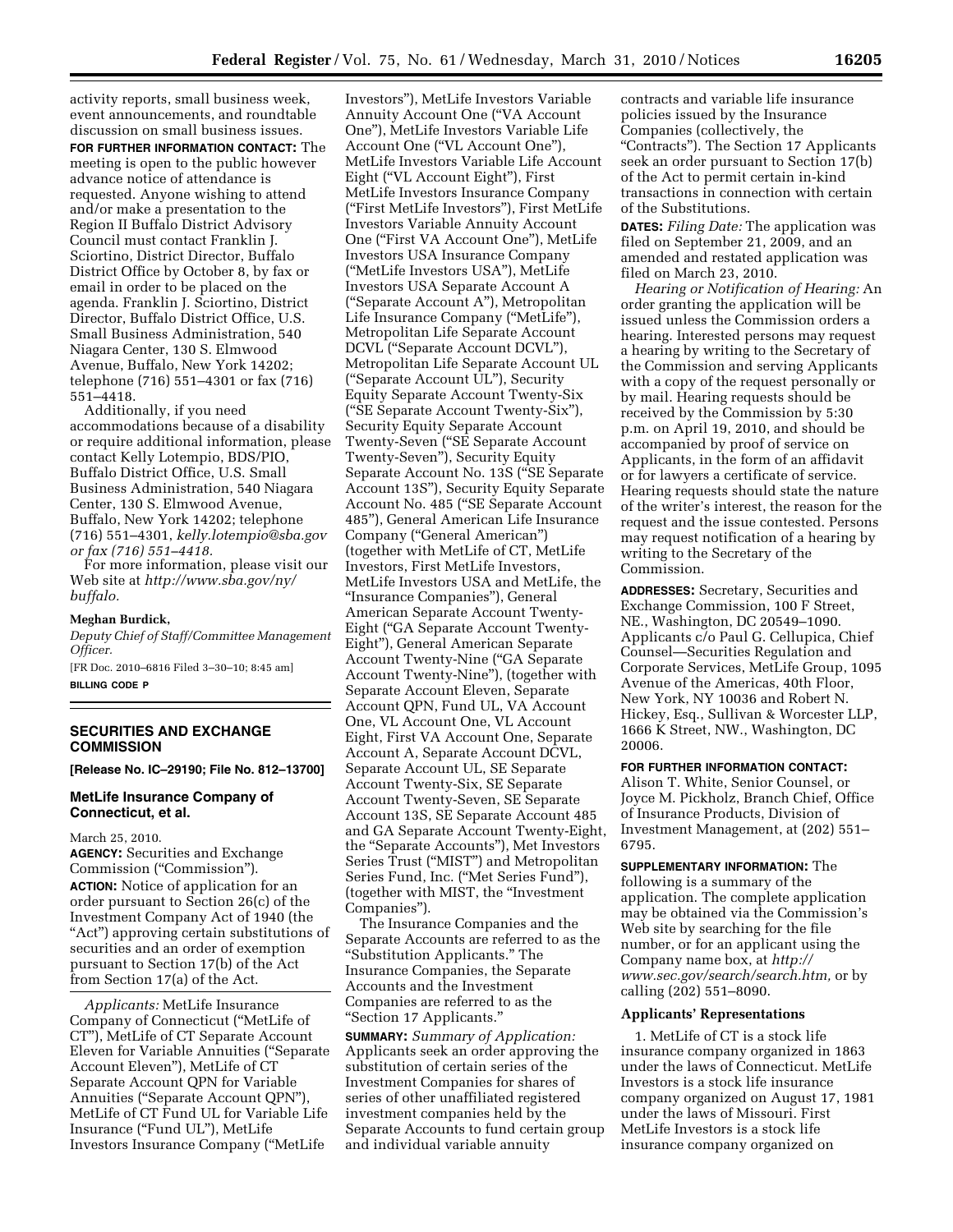activity reports, small business week, event announcements, and roundtable discussion on small business issues.

**FOR FURTHER INFORMATION CONTACT:** The meeting is open to the public however advance notice of attendance is requested. Anyone wishing to attend and/or make a presentation to the Region II Buffalo District Advisory Council must contact Franklin J. Sciortino, District Director, Buffalo District Office by October 8, by fax or email in order to be placed on the agenda. Franklin J. Sciortino, District Director, Buffalo District Office, U.S. Small Business Administration, 540 Niagara Center, 130 S. Elmwood Avenue, Buffalo, New York 14202; telephone (716) 551–4301 or fax (716) 551–4418.

Additionally, if you need accommodations because of a disability or require additional information, please contact Kelly Lotempio, BDS/PIO, Buffalo District Office, U.S. Small Business Administration, 540 Niagara Center, 130 S. Elmwood Avenue, Buffalo, New York 14202; telephone (716) 551–4301, *kelly.lotempio@sba.gov or fax (716) 551–4418.*

For more information, please visit our Web site at *http://www.sba.gov/ny/buffalo.*

**Meghan Burdick,**

*Deputy Chief of Staff/Committee Management Officer.*

[FR Doc. 2010–6816 Filed 3–30–10; 8:45 am]

**BILLING CODE P**

## SECURITIES AND EXCHANGE COMMISSION

**[Release No. IC–29190; File No. 812–13700]**

### MetLife Insurance Company of Connecticut, et al.

March 25, 2010.

**AGENCY:** Securities and Exchange Commission ("Commission").

**ACTION:** Notice of application for an order pursuant to Section 26(c) of the Investment Company Act of 1940 (the "Act") approving certain substitutions of securities and an order of exemption pursuant to Section 17(b) of the Act from Section 17(a) of the Act.

*Applicants:* MetLife Insurance Company of Connecticut ("MetLife of CT"), MetLife of CT Separate Account Eleven for Variable Annuities ("Separate Account Eleven"), MetLife of CT Separate Account QPN for Variable Annuities ("Separate Account QPN"), MetLife of CT Fund UL for Variable Life Insurance ("Fund UL"), MetLife Investors Insurance Company ("MetLife Investors"), MetLife Investors Variable Annuity Account One ("VA Account One"), MetLife Investors Variable Life Account One ("VL Account One"), MetLife Investors Variable Life Account Eight ("VL Account Eight"), First MetLife Investors Insurance Company ("First MetLife Investors"), First MetLife Investors Variable Annuity Account One ("First VA Account One"), MetLife Investors USA Insurance Company ("MetLife Investors USA"), MetLife Investors USA Separate Account A ("Separate Account A"), Metropolitan Life Insurance Company ("MetLife"), Metropolitan Life Separate Account DCVL ("Separate Account DCVL"), Metropolitan Life Separate Account UL ("Separate Account UL"), Security Equity Separate Account Twenty-Six ("SE Separate Account Twenty-Six"), Security Equity Separate Account Twenty-Seven ("SE Separate Account Twenty-Seven"), Security Equity Separate Account No. 13S ("SE Separate Account 13S"), Security Equity Separate Account No. 485 ("SE Separate Account 485"), General American Life Insurance Company ("General American") (together with MetLife of CT, MetLife Investors, First MetLife Investors, MetLife Investors USA and MetLife, the "Insurance Companies"), General American Separate Account Twenty-Eight ("GA Separate Account Twenty-Eight"), General American Separate Account Twenty-Nine ("GA Separate Account Twenty-Nine"), (together with Separate Account Eleven, Separate Account QPN, Fund UL, VA Account One, VL Account One, VL Account Eight, First VA Account One, Separate Account A, Separate Account DCVL, Separate Account UL, SE Separate Account Twenty-Six, SE Separate Account Twenty-Seven, SE Separate Account 13S, SE Separate Account 485 and GA Separate Account Twenty-Eight, the "Separate Accounts"), Met Investors Series Trust ("MIST") and Metropolitan Series Fund, Inc. ("Met Series Fund"), (together with MIST, the "Investment Companies").

The Insurance Companies and the Separate Accounts are referred to as the "Substitution Applicants." The Insurance Companies, the Separate Accounts and the Investment Companies are referred to as the "Section 17 Applicants."

**SUMMARY:** *Summary of Application:* Applicants seek an order approving the substitution of certain series of the Investment Companies for shares of series of other unaffiliated registered investment companies held by the Separate Accounts to fund certain group and individual variable annuity contracts and variable life insurance policies issued by the Insurance Companies (collectively, the "Contracts"). The Section 17 Applicants seek an order pursuant to Section 17(b) of the Act to permit certain in-kind transactions in connection with certain of the Substitutions.

**DATES:** *Filing Date:* The application was filed on September 21, 2009, and an amended and restated application was filed on March 23, 2010.

*Hearing or Notification of Hearing:* An order granting the application will be issued unless the Commission orders a hearing. Interested persons may request a hearing by writing to the Secretary of the Commission and serving Applicants with a copy of the request personally or by mail. Hearing requests should be received by the Commission by 5:30 p.m. on April 19, 2010, and should be accompanied by proof of service on Applicants, in the form of an affidavit or for lawyers a certificate of service. Hearing requests should state the nature of the writer's interest, the reason for the request and the issue contested. Persons may request notification of a hearing by writing to the Secretary of the Commission.

**ADDRESSES:** Secretary, Securities and Exchange Commission, 100 F Street, NE., Washington, DC 20549–1090. Applicants c/o Paul G. Cellupica, Chief Counsel—Securities Regulation and Corporate Services, MetLife Group, 1095 Avenue of the Americas, 40th Floor, New York, NY 10036 and Robert N. Hickey, Esq., Sullivan & Worcester LLP, 1666 K Street, NW., Washington, DC 20006.

**FOR FURTHER INFORMATION CONTACT:** Alison T. White, Senior Counsel, or Joyce M. Pickholz, Branch Chief, Office of Insurance Products, Division of Investment Management, at (202) 551–6795.

**SUPPLEMENTARY INFORMATION:** The following is a summary of the application. The complete application may be obtained via the Commission's Web site by searching for the file number, or for an applicant using the Company name box, at *http://www.sec.gov/search/search.htm,* or by calling (202) 551–8090.

### Applicants' Representations

1. MetLife of CT is a stock life insurance company organized in 1863 under the laws of Connecticut. MetLife Investors is a stock life insurance company organized on August 17, 1981 under the laws of Missouri. First MetLife Investors is a stock life insurance company organized on